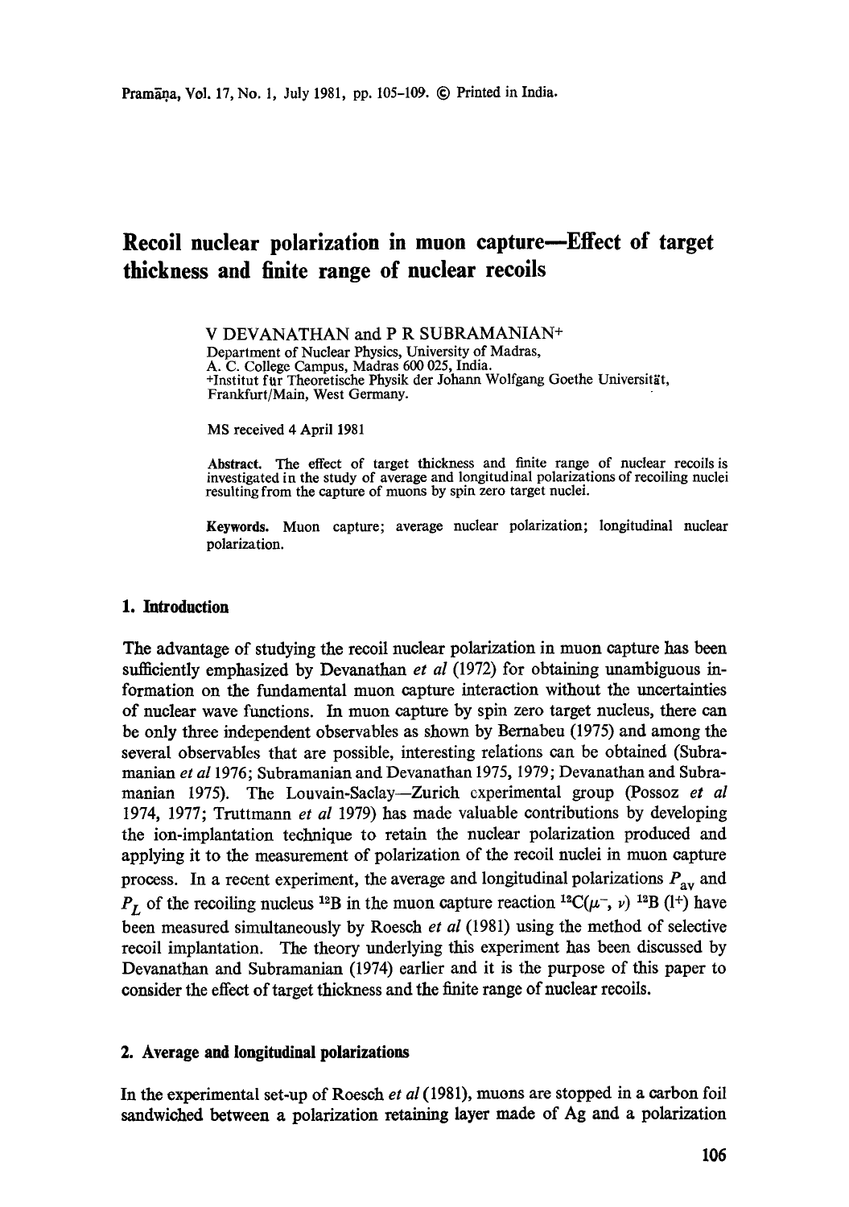# Recoil nuclear polarization in muon capture—Effect of target thickness and finite range of nuclear recoils

V DEVANATHAN and P R SUBRAMANIAN+

Department of Nuclear Physics, University of Madras,
A. C. College Campus, Madras 600 025, India.
+Institut für Theoretische Physik der Johann Wolfgang Goethe Universität, Frankfurt/Main, West Germany.

MS received 4 April 1981

**Abstract.** The effect of target thickness and finite range of nuclear recoils is investigated in the study of average and longitudinal polarizations of recoiling nuclei resulting from the capture of muons by spin zero target nuclei.

**Keywords.** Muon capture; average nuclear polarization; longitudinal nuclear polarization.

## 1. Introduction

The advantage of studying the recoil nuclear polarization in muon capture has been sufficiently emphasized by Devanathan *et al* (1972) for obtaining unambiguous information on the fundamental muon capture interaction without the uncertainties of nuclear wave functions. In muon capture by spin zero target nucleus, there can be only three independent observables as shown by Bernabeu (1975) and among the several observables that are possible, interesting relations can be obtained (Subramanian *et al* 1976; Subramanian and Devanathan 1975, 1979; Devanathan and Subramanian 1975). The Louvain-Saclay—Zurich experimental group (Possoz *et al* 1974, 1977; Truttmann *et al* 1979) has made valuable contributions by developing the ion-implantation technique to retain the nuclear polarization produced and applying it to the measurement of polarization of the recoil nuclei in muon capture process. In a recent experiment, the average and longitudinal polarizations $P_{av}$ and $P_L$ of the recoiling nucleus $^{12}B$ in the muon capture reaction $^{12}C(\mu^-, \nu)\ ^{12}B\ (1^+)$ have been measured simultaneously by Roesch *et al* (1981) using the method of selective recoil implantation. The theory underlying this experiment has been discussed by Devanathan and Subramanian (1974) earlier and it is the purpose of this paper to consider the effect of target thickness and the finite range of nuclear recoils.

## 2. Average and longitudinal polarizations

In the experimental set-up of Roesch *et al* (1981), muons are stopped in a carbon foil sandwiched between a polarization retaining layer made of Ag and a polarization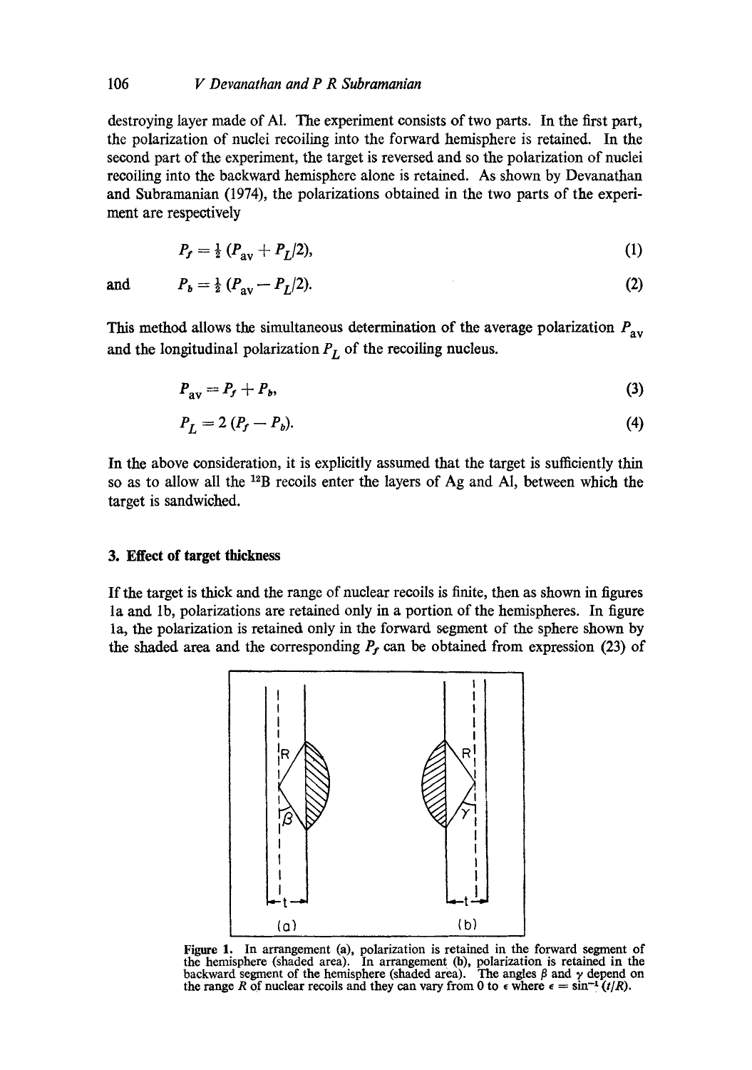destroying layer made of Al. The experiment consists of two parts. In the first part, the polarization of nuclei recoiling into the forward hemisphere is retained. In the second part of the experiment, the target is reversed and so the polarization of nuclei recoiling into the backward hemisphere alone is retained. As shown by Devanathan and Subramanian (1974), the polarizations obtained in the two parts of the experiment are respectively

$$P_f = \tfrac{1}{2}\,(P_{\text{av}} + P_L/2), \tag{1}$$

and

$$P_b = \tfrac{1}{2}\,(P_{\text{av}} - P_L/2). \tag{2}$$

This method allows the simultaneous determination of the average polarization $P_{\text{av}}$ and the longitudinal polarization $P_L$ of the recoiling nucleus.

$$P_{\text{av}} = P_f + P_b, \tag{3}$$

$$P_L = 2\,(P_f - P_b). \tag{4}$$

In the above consideration, it is explicitly assumed that the target is sufficiently thin so as to allow all the $^{12}$B recoils enter the layers of Ag and Al, between which the target is sandwiched.

## 3. Effect of target thickness

If the target is thick and the range of nuclear recoils is finite, then as shown in figures 1a and 1b, polarizations are retained only in a portion of the hemispheres. In figure 1a, the polarization is retained only in the forward segment of the sphere shown by the shaded area and the corresponding $P_f$ can be obtained from expression (23) of

**Figure 1.** In arrangement (a), polarization is retained in the forward segment of the hemisphere (shaded area). In arrangement (b), polarization is retained in the backward segment of the hemisphere (shaded area). The angles $\beta$ and $\gamma$ depend on the range $R$ of nuclear recoils and they can vary from 0 to $\epsilon$ where $\epsilon = \sin^{-1}(t/R)$.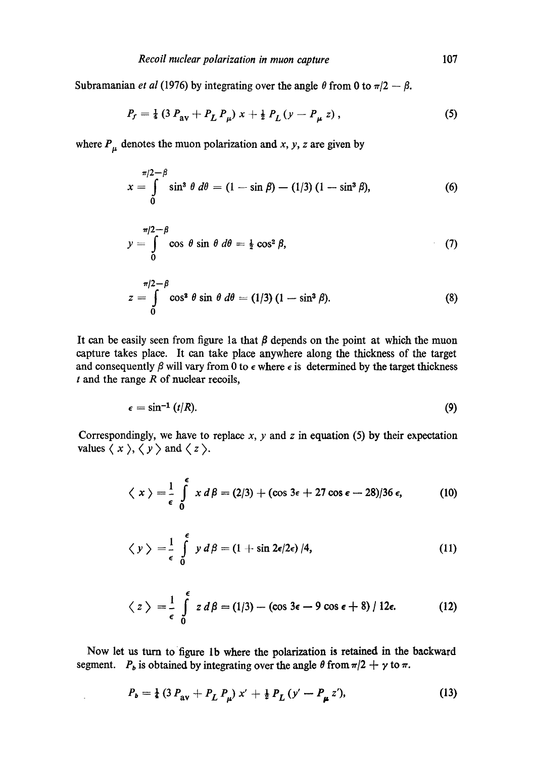Subramanian *et al* (1976) by integrating over the angle $\theta$ from 0 to $\pi/2 - \beta$.

$$P_f = \tfrac{1}{4}(3\,P_{\text{av}} + P_L\,P_\mu)\,x + \tfrac{1}{2}\,P_L\,(y - P_\mu\,z)\,, \tag{5}$$

where $P_\mu$ denotes the muon polarization and $x$, $y$, $z$ are given by

$$x = \int_0^{\pi/2-\beta} \sin^3\theta\,d\theta = (1 - \sin\beta) - (1/3)\,(1 - \sin^3\beta), \tag{6}$$

$$y = \int_0^{\pi/2-\beta} \cos\theta\,\sin\theta\,d\theta = \tfrac{1}{2}\cos^2\beta, \tag{7}$$

$$z = \int_0^{\pi/2-\beta} \cos^2\theta\,\sin\theta\,d\theta = (1/3)\,(1 - \sin^3\beta). \tag{8}$$

It can be easily seen from figure 1a that $\beta$ depends on the point at which the muon capture takes place. It can take place anywhere along the thickness of the target and consequently $\beta$ will vary from 0 to $\epsilon$ where $\epsilon$ is determined by the target thickness $t$ and the range $R$ of nuclear recoils,

$$\epsilon = \sin^{-1}(t/R). \tag{9}$$

Correspondingly, we have to replace $x$, $y$ and $z$ in equation (5) by their expectation values $\langle x \rangle$, $\langle y \rangle$ and $\langle z \rangle$.

$$\langle x \rangle = \frac{1}{\epsilon}\int_0^{\epsilon} x\,d\beta = (2/3) + (\cos 3\epsilon + 27\cos\epsilon - 28)/36\,\epsilon, \tag{10}$$

$$\langle y \rangle = \frac{1}{\epsilon}\int_0^{\epsilon} y\,d\beta = (1 + \sin 2\epsilon/2\epsilon)\,/4, \tag{11}$$

$$\langle z \rangle = \frac{1}{\epsilon}\int_0^{\epsilon} z\,d\beta = (1/3) - (\cos 3\epsilon - 9\cos\epsilon + 8)\,/\,12\epsilon. \tag{12}$$

Now let us turn to figure 1b where the polarization is retained in the backward segment. $P_b$ is obtained by integrating over the angle $\theta$ from $\pi/2 + \gamma$ to $\pi$.

$$P_b = \tfrac{1}{4}(3\,P_{\text{av}} + P_L\,P_\mu)\,x' + \tfrac{1}{2}\,P_L\,(y' - P_\mu\,z'), \tag{13}$$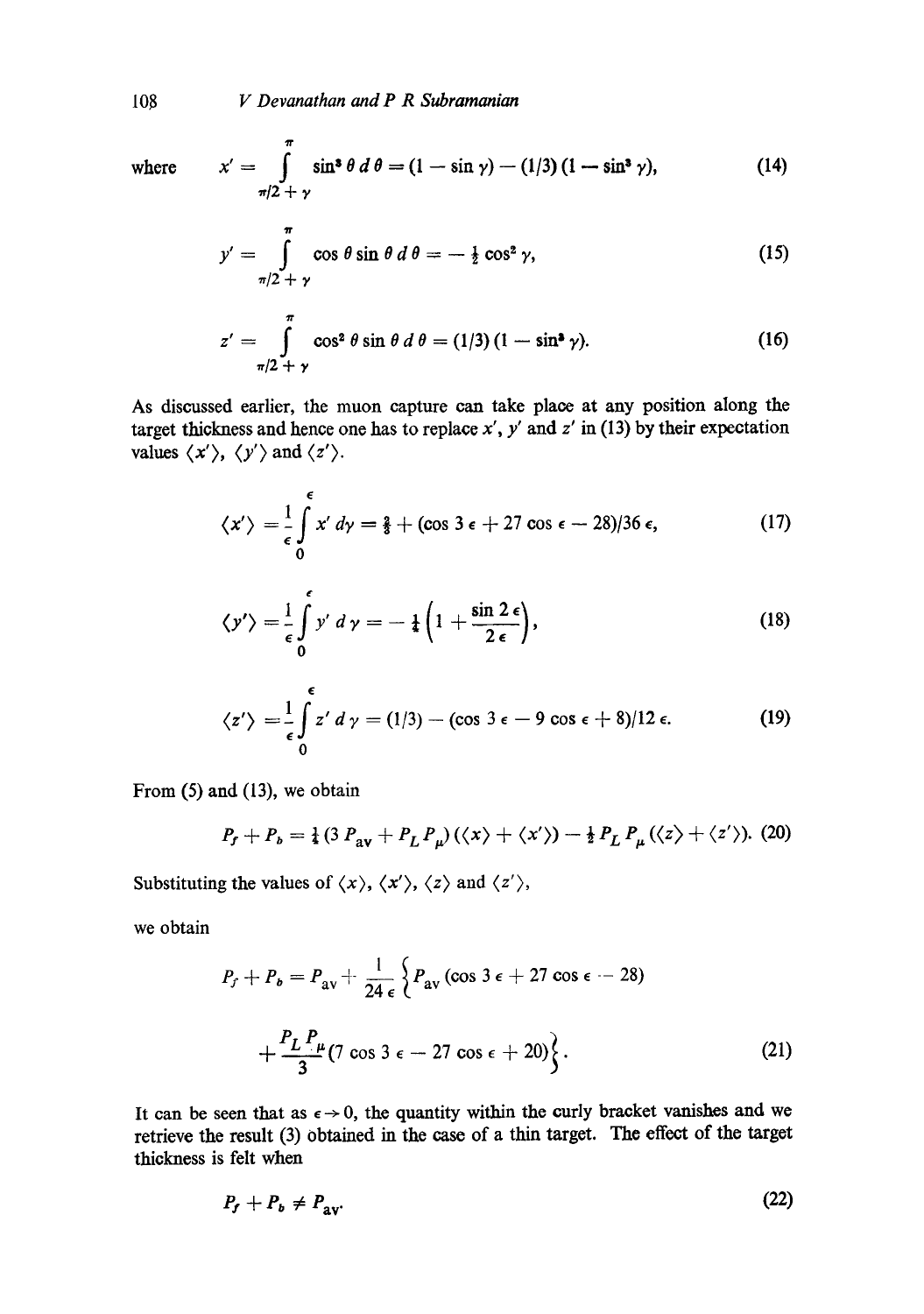where

$$x' = \int_{\pi/2+\gamma}^{\pi} \sin^3 \theta \, d\theta = (1 - \sin \gamma) - (1/3)(1 - \sin^3 \gamma), \tag{14}$$

$$y' = \int_{\pi/2+\gamma}^{\pi} \cos \theta \sin \theta \, d\theta = -\tfrac{1}{2} \cos^2 \gamma, \tag{15}$$

$$z' = \int_{\pi/2+\gamma}^{\pi} \cos^2 \theta \sin \theta \, d\theta = (1/3)(1 - \sin^3 \gamma). \tag{16}$$

As discussed earlier, the muon capture can take place at any position along the target thickness and hence one has to replace $x'$, $y'$ and $z'$ in (13) by their expectation values $\langle x' \rangle$, $\langle y' \rangle$ and $\langle z' \rangle$.

$$\langle x' \rangle = \frac{1}{\epsilon} \int_0^{\epsilon} x' \, d\gamma = \tfrac{2}{3} + (\cos 3\epsilon + 27 \cos \epsilon - 28)/36\,\epsilon, \tag{17}$$

$$\langle y' \rangle = \frac{1}{\epsilon} \int_0^{\epsilon} y' \, d\gamma = -\tfrac{1}{4}\left(1 + \frac{\sin 2\epsilon}{2\epsilon}\right), \tag{18}$$

$$\langle z' \rangle = \frac{1}{\epsilon} \int_0^{\epsilon} z' \, d\gamma = (1/3) - (\cos 3\epsilon - 9 \cos \epsilon + 8)/12\,\epsilon. \tag{19}$$

From (5) and (13), we obtain

$$P_f + P_b = \tfrac{1}{4}(3\,P_{\text{av}} + P_L P_\mu)(\langle x \rangle + \langle x' \rangle) - \tfrac{1}{2} P_L P_\mu (\langle z \rangle + \langle z' \rangle). \tag{20}$$

Substituting the values of $\langle x \rangle$, $\langle x' \rangle$, $\langle z \rangle$ and $\langle z' \rangle$,

we obtain

$$P_f + P_b = P_{\text{av}} + \frac{1}{24\,\epsilon} \left\{ P_{\text{av}} (\cos 3\epsilon + 27 \cos \epsilon - 28) + \frac{P_L P_\mu}{3} (7 \cos 3\epsilon - 27 \cos \epsilon + 20) \right\}. \tag{21}$$

It can be seen that as $\epsilon \to 0$, the quantity within the curly bracket vanishes and we retrieve the result (3) obtained in the case of a thin target. The effect of the target thickness is felt when

$$P_f + P_b \neq P_{\text{av}}. \tag{22}$$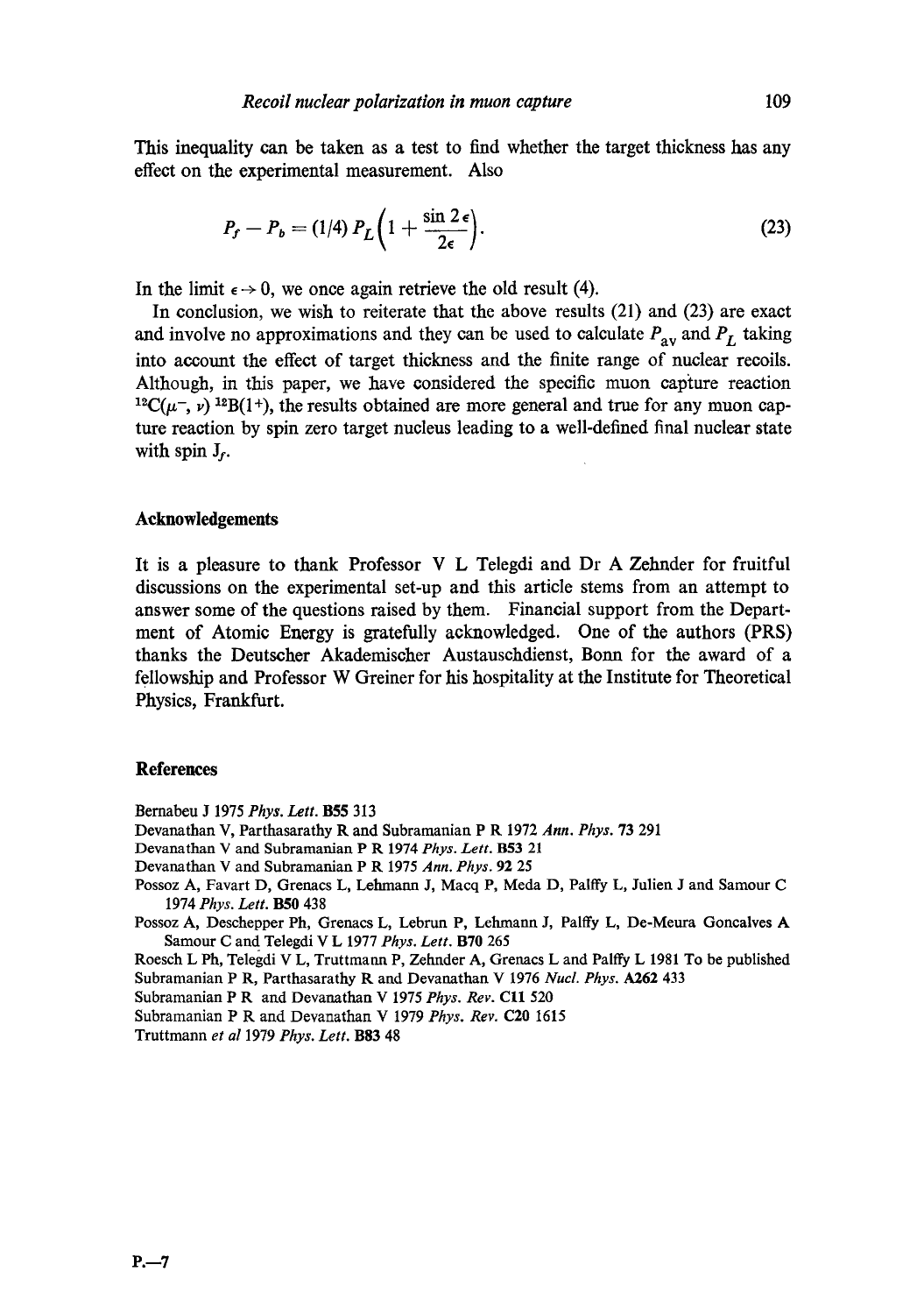This inequality can be taken as a test to find whether the target thickness has any effect on the experimental measurement. Also

$$P_f - P_b = (1/4)\, P_L \left(1 + \frac{\sin 2\epsilon}{2\epsilon}\right). \tag{23}$$

In the limit $\epsilon \to 0$, we once again retrieve the old result (4).

In conclusion, we wish to reiterate that the above results (21) and (23) are exact and involve no approximations and they can be used to calculate $P_{av}$ and $P_L$ taking into account the effect of target thickness and the finite range of nuclear recoils. Although, in this paper, we have considered the specific muon capture reaction $^{12}C(\mu^-, \nu)\,^{12}B(1^+)$, the results obtained are more general and true for any muon capture reaction by spin zero target nucleus leading to a well-defined final nuclear state with spin $J_f$.

## Acknowledgements

It is a pleasure to thank Professor V L Telegdi and Dr A Zehnder for fruitful discussions on the experimental set-up and this article stems from an attempt to answer some of the questions raised by them. Financial support from the Department of Atomic Energy is gratefully acknowledged. One of the authors (PRS) thanks the Deutscher Akademischer Austauschdienst, Bonn for the award of a fellowship and Professor W Greiner for his hospitality at the Institute for Theoretical Physics, Frankfurt.

## References

Bernabeu J 1975 *Phys. Lett.* **B55** 313

Devanathan V, Parthasarathy R and Subramanian P R 1972 *Ann. Phys.* **73** 291

Devanathan V and Subramanian P R 1974 *Phys. Lett.* **B53** 21

Devanathan V and Subramanian P R 1975 *Ann. Phys.* **92** 25

Possoz A, Favart D, Grenacs L, Lehmann J, Macq P, Meda D, Palffy L, Julien J and Samour C 1974 *Phys. Lett.* **B50** 438

Possoz A, Deschepper Ph, Grenacs L, Lebrun P, Lehmann J, Palffy L, De-Meura Goncalves A Samour C and Telegdi V L 1977 *Phys. Lett.* **B70** 265

Roesch L Ph, Telegdi V L, Truttmann P, Zehnder A, Grenacs L and Palffy L 1981 To be published

Subramanian P R, Parthasarathy R and Devanathan V 1976 *Nucl. Phys.* **A262** 433

Subramanian P R and Devanathan V 1975 *Phys. Rev.* **C11** 520

Subramanian P R and Devanathan V 1979 *Phys. Rev.* **C20** 1615

Truttmann *et al* 1979 *Phys. Lett.* **B83** 48